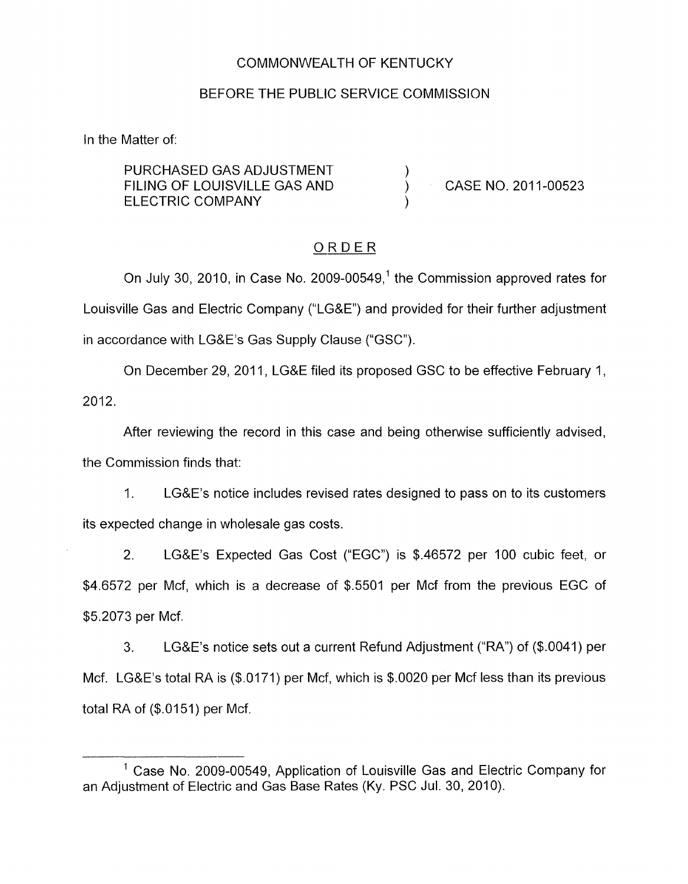COMMONWEALTH OF KENTUCKY

BEFORE THE PUBLIC SERVICE COMMISSION

In the Matter of:

| | | |
|---|---|---|
| PURCHASED GAS ADJUSTMENT FILING OF LOUISVILLE GAS AND ELECTRIC COMPANY | ) ) ) | CASE NO. 2011-00523 |

## ORDER

On July 30, 2010, in Case No. 2009-00549,[1] the Commission approved rates for Louisville Gas and Electric Company ("LG&E") and provided for their further adjustment in accordance with LG&E's Gas Supply Clause ("GSC").

On December 29, 2011, LG&E filed its proposed GSC to be effective February 1, 2012.

After reviewing the record in this case and being otherwise sufficiently advised, the Commission finds that:

1. LG&E's notice includes revised rates designed to pass on to its customers its expected change in wholesale gas costs.

2. LG&E's Expected Gas Cost ("EGC") is $.46572 per 100 cubic feet, or $4.6572 per Mcf, which is a decrease of $.5501 per Mcf from the previous EGC of $5.2073 per Mcf.

3. LG&E's notice sets out a current Refund Adjustment ("RA") of ($.0041) per Mcf. LG&E's total RA is ($.0171) per Mcf, which is $.0020 per Mcf less than its previous total RA of ($.0151) per Mcf.

[1] Case No. 2009-00549, Application of Louisville Gas and Electric Company for an Adjustment of Electric and Gas Base Rates (Ky. PSC Jul. 30, 2010).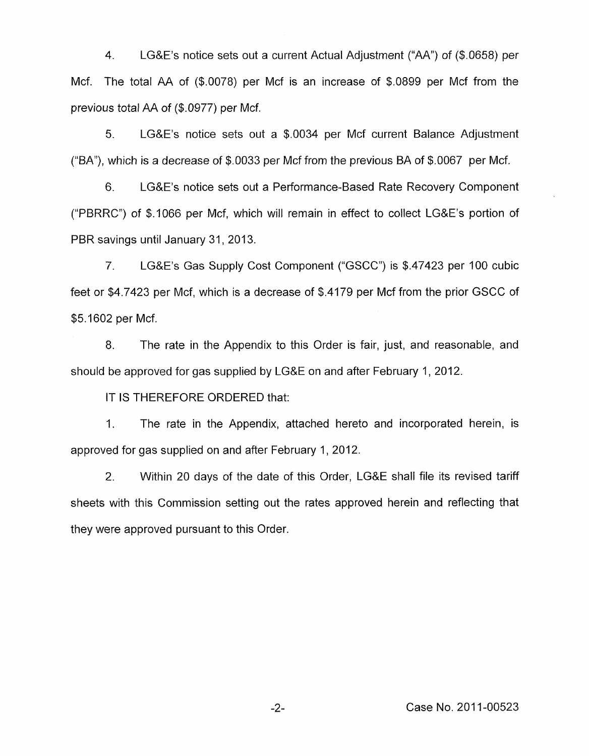4. LG&E's notice sets out a current Actual Adjustment ("AA") of ($.0658) per Mcf. The total AA of ($.0078) per Mcf is an increase of $.0899 per Mcf from the previous total AA of ($.0977) per Mcf.

5. LG&E's notice sets out a $.0034 per Mcf current Balance Adjustment ("BA"), which is a decrease of $.0033 per Mcf from the previous BA of $.0067 per Mcf.

6. LG&E's notice sets out a Performance-Based Rate Recovery Component ("PBRRC") of $.1066 per Mcf, which will remain in effect to collect LG&E's portion of PBR savings until January 31, 2013.

7. LG&E's Gas Supply Cost Component ("GSCC") is $.47423 per 100 cubic feet or $4.7423 per Mcf, which is a decrease of $.4179 per Mcf from the prior GSCC of $5.1602 per Mcf.

8. The rate in the Appendix to this Order is fair, just, and reasonable, and should be approved for gas supplied by LG&E on and after February 1, 2012.

IT IS THEREFORE ORDERED that:

1. The rate in the Appendix, attached hereto and incorporated herein, is approved for gas supplied on and after February 1, 2012.

2. Within 20 days of the date of this Order, LG&E shall file its revised tariff sheets with this Commission setting out the rates approved herein and reflecting that they were approved pursuant to this Order.

Case No. 2011-00523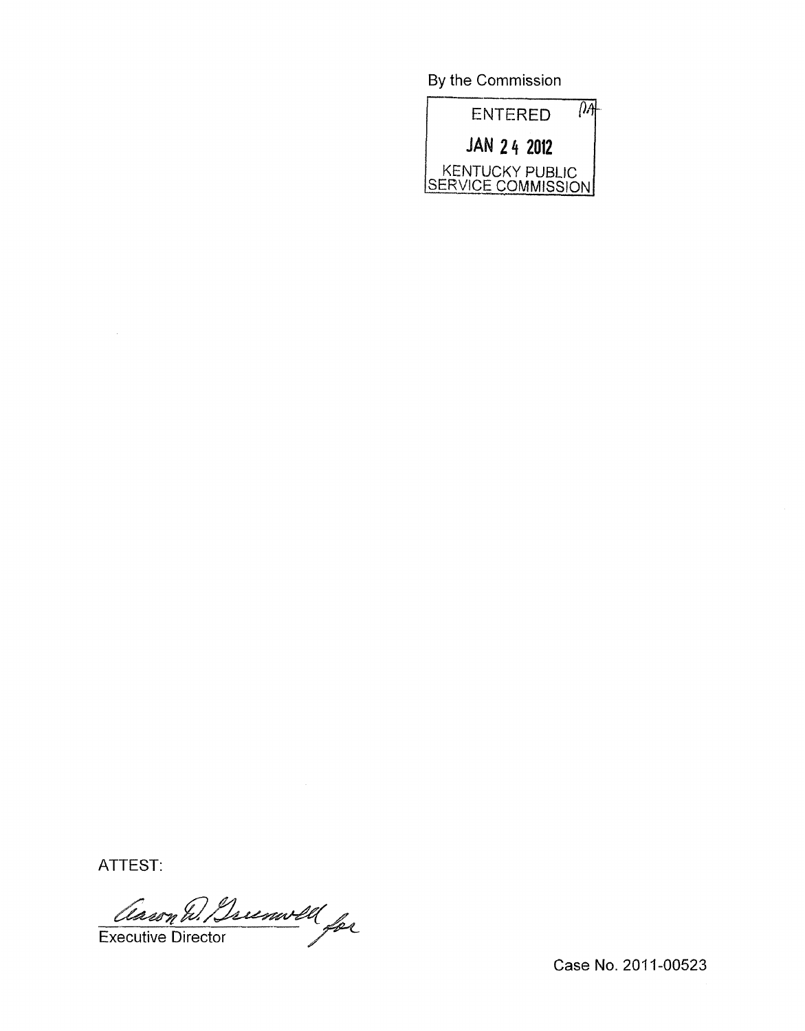By the Commission

ENTERED

JAN 24 2012

KENTUCKY PUBLIC SERVICE COMMISSION

ATTEST:

Executive Director

Case No. 2011-00523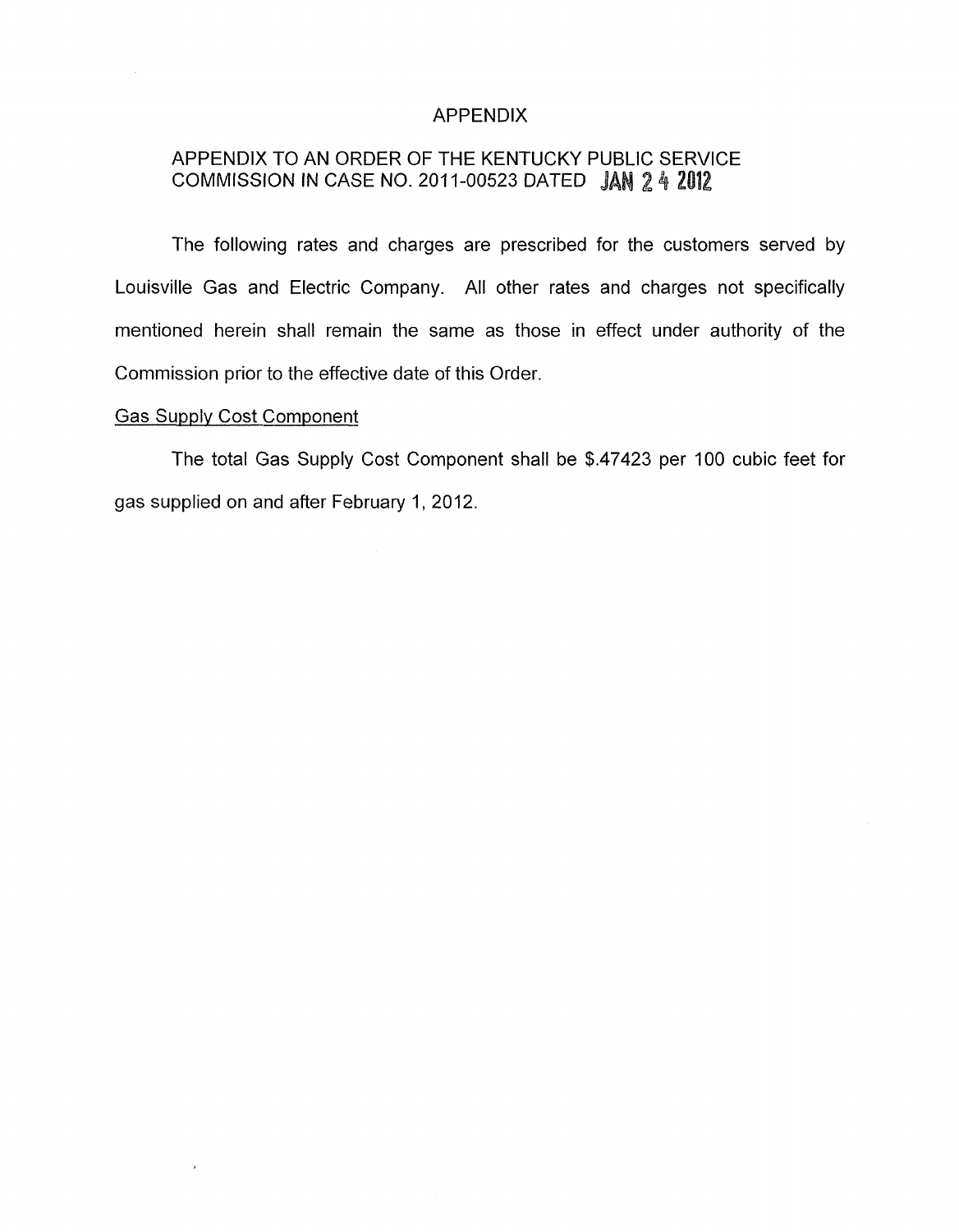# APPENDIX

## APPENDIX TO AN ORDER OF THE KENTUCKY PUBLIC SERVICE COMMISSION IN CASE NO. 2011-00523 DATED JAN 24 2012

The following rates and charges are prescribed for the customers served by Louisville Gas and Electric Company. All other rates and charges not specifically mentioned herein shall remain the same as those in effect under authority of the Commission prior to the effective date of this Order.

Gas Supply Cost Component

The total Gas Supply Cost Component shall be $.47423 per 100 cubic feet for gas supplied on and after February 1, 2012.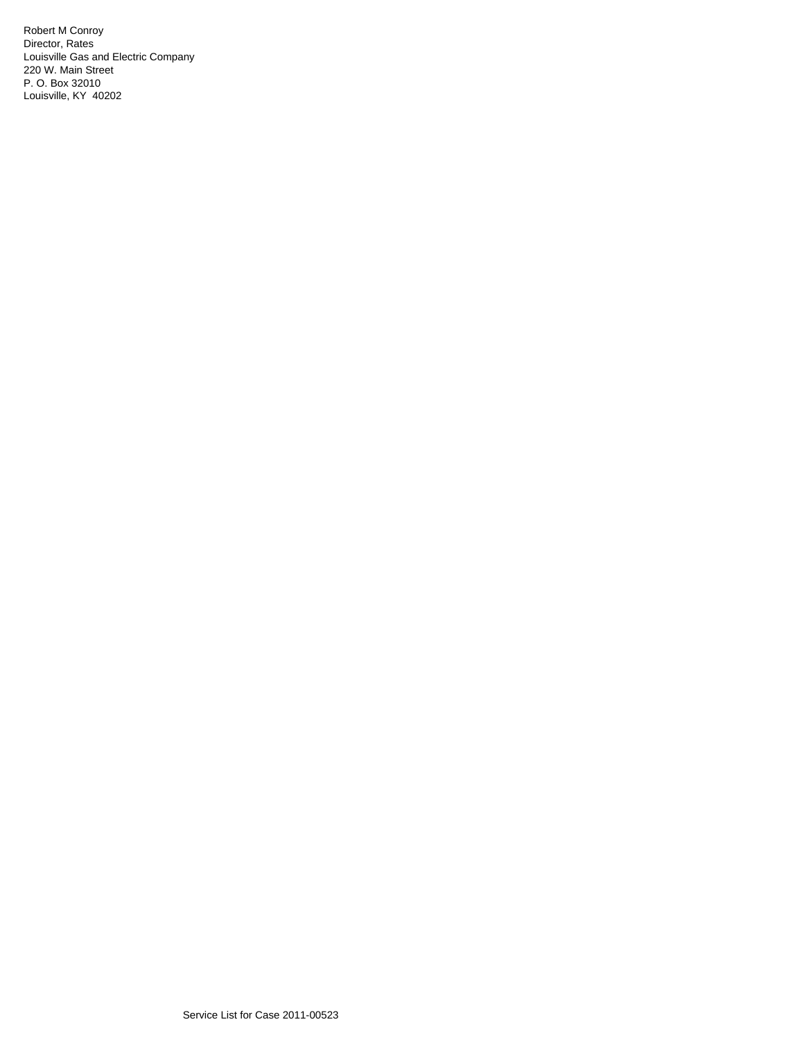Robert M Conroy
Director, Rates
Louisville Gas and Electric Company
220 W. Main Street
P. O. Box 32010
Louisville, KY 40202